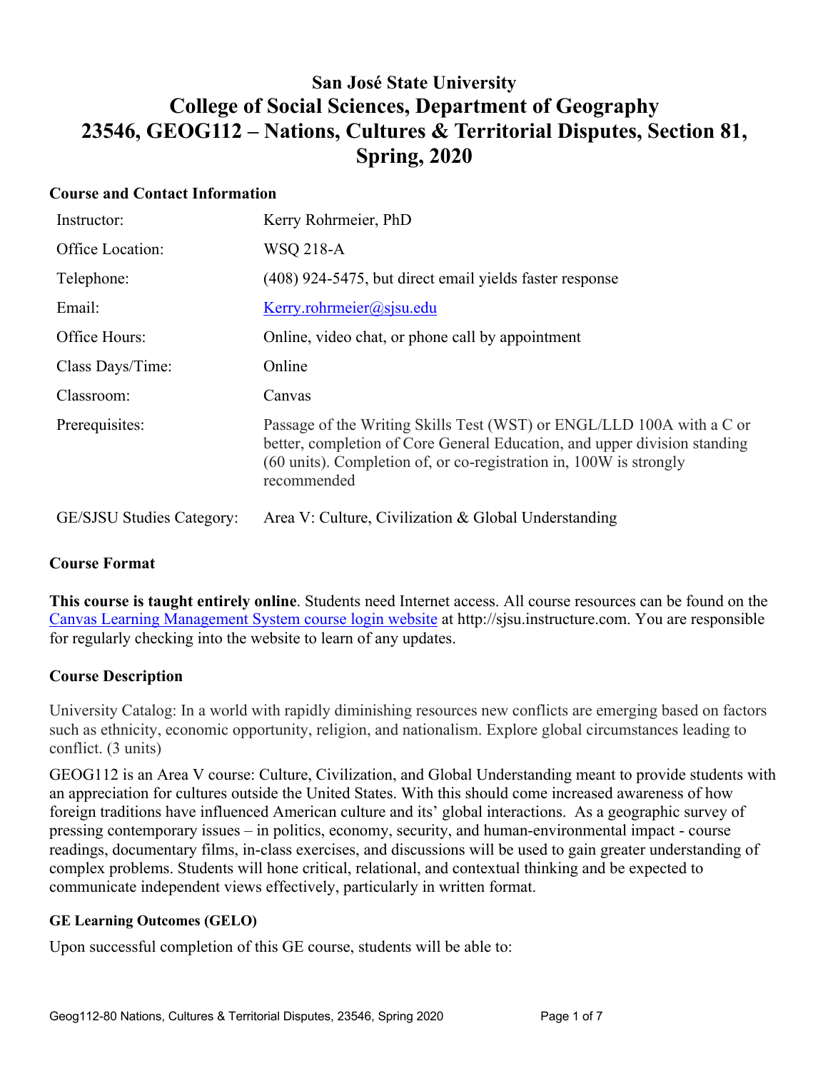# San José State University
# College of Social Sciences, Department of Geography
# 23546, GEOG112 – Nations, Cultures & Territorial Disputes, Section 81, Spring, 2020

## Course and Contact Information

| | |
|---|---|
| Instructor: | Kerry Rohrmeier, PhD |
| Office Location: | WSQ 218-A |
| Telephone: | (408) 924-5475, but direct email yields faster response |
| Email: | Kerry.rohrmeier@sjsu.edu |
| Office Hours: | Online, video chat, or phone call by appointment |
| Class Days/Time: | Online |
| Classroom: | Canvas |
| Prerequisites: | Passage of the Writing Skills Test (WST) or ENGL/LLD 100A with a C or better, completion of Core General Education, and upper division standing (60 units). Completion of, or co-registration in, 100W is strongly recommended |
| GE/SJSU Studies Category: | Area V: Culture, Civilization & Global Understanding |

## Course Format

**This course is taught entirely online**. Students need Internet access. All course resources can be found on the Canvas Learning Management System course login website at http://sjsu.instructure.com. You are responsible for regularly checking into the website to learn of any updates.

## Course Description

University Catalog: In a world with rapidly diminishing resources new conflicts are emerging based on factors such as ethnicity, economic opportunity, religion, and nationalism. Explore global circumstances leading to conflict. (3 units)

GEOG112 is an Area V course: Culture, Civilization, and Global Understanding meant to provide students with an appreciation for cultures outside the United States. With this should come increased awareness of how foreign traditions have influenced American culture and its' global interactions. As a geographic survey of pressing contemporary issues – in politics, economy, security, and human-environmental impact - course readings, documentary films, in-class exercises, and discussions will be used to gain greater understanding of complex problems. Students will hone critical, relational, and contextual thinking and be expected to communicate independent views effectively, particularly in written format.

### GE Learning Outcomes (GELO)

Upon successful completion of this GE course, students will be able to: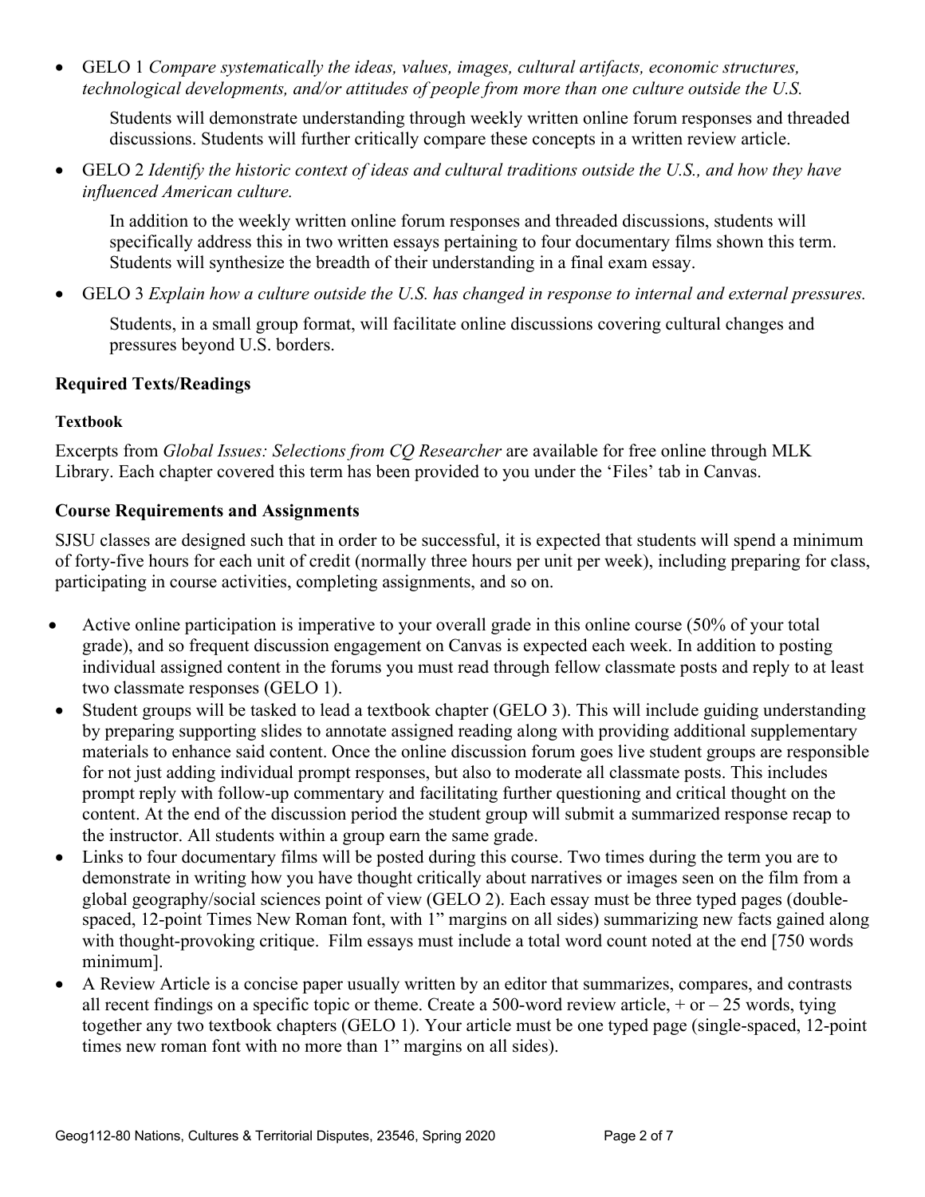- GELO 1 *Compare systematically the ideas, values, images, cultural artifacts, economic structures, technological developments, and/or attitudes of people from more than one culture outside the U.S.*

  Students will demonstrate understanding through weekly written online forum responses and threaded discussions. Students will further critically compare these concepts in a written review article.

- GELO 2 *Identify the historic context of ideas and cultural traditions outside the U.S., and how they have influenced American culture.*

  In addition to the weekly written online forum responses and threaded discussions, students will specifically address this in two written essays pertaining to four documentary films shown this term. Students will synthesize the breadth of their understanding in a final exam essay.

- GELO 3 *Explain how a culture outside the U.S. has changed in response to internal and external pressures.*

  Students, in a small group format, will facilitate online discussions covering cultural changes and pressures beyond U.S. borders.

### Required Texts/Readings

#### Textbook

Excerpts from *Global Issues: Selections from CQ Researcher* are available for free online through MLK Library. Each chapter covered this term has been provided to you under the 'Files' tab in Canvas.

### Course Requirements and Assignments

SJSU classes are designed such that in order to be successful, it is expected that students will spend a minimum of forty-five hours for each unit of credit (normally three hours per unit per week), including preparing for class, participating in course activities, completing assignments, and so on.

- Active online participation is imperative to your overall grade in this online course (50% of your total grade), and so frequent discussion engagement on Canvas is expected each week. In addition to posting individual assigned content in the forums you must read through fellow classmate posts and reply to at least two classmate responses (GELO 1).
- Student groups will be tasked to lead a textbook chapter (GELO 3). This will include guiding understanding by preparing supporting slides to annotate assigned reading along with providing additional supplementary materials to enhance said content. Once the online discussion forum goes live student groups are responsible for not just adding individual prompt responses, but also to moderate all classmate posts. This includes prompt reply with follow-up commentary and facilitating further questioning and critical thought on the content. At the end of the discussion period the student group will submit a summarized response recap to the instructor. All students within a group earn the same grade.
- Links to four documentary films will be posted during this course. Two times during the term you are to demonstrate in writing how you have thought critically about narratives or images seen on the film from a global geography/social sciences point of view (GELO 2). Each essay must be three typed pages (double-spaced, 12-point Times New Roman font, with 1" margins on all sides) summarizing new facts gained along with thought-provoking critique. Film essays must include a total word count noted at the end [750 words minimum].
- A Review Article is a concise paper usually written by an editor that summarizes, compares, and contrasts all recent findings on a specific topic or theme. Create a 500-word review article, + or – 25 words, tying together any two textbook chapters (GELO 1). Your article must be one typed page (single-spaced, 12-point times new roman font with no more than 1" margins on all sides).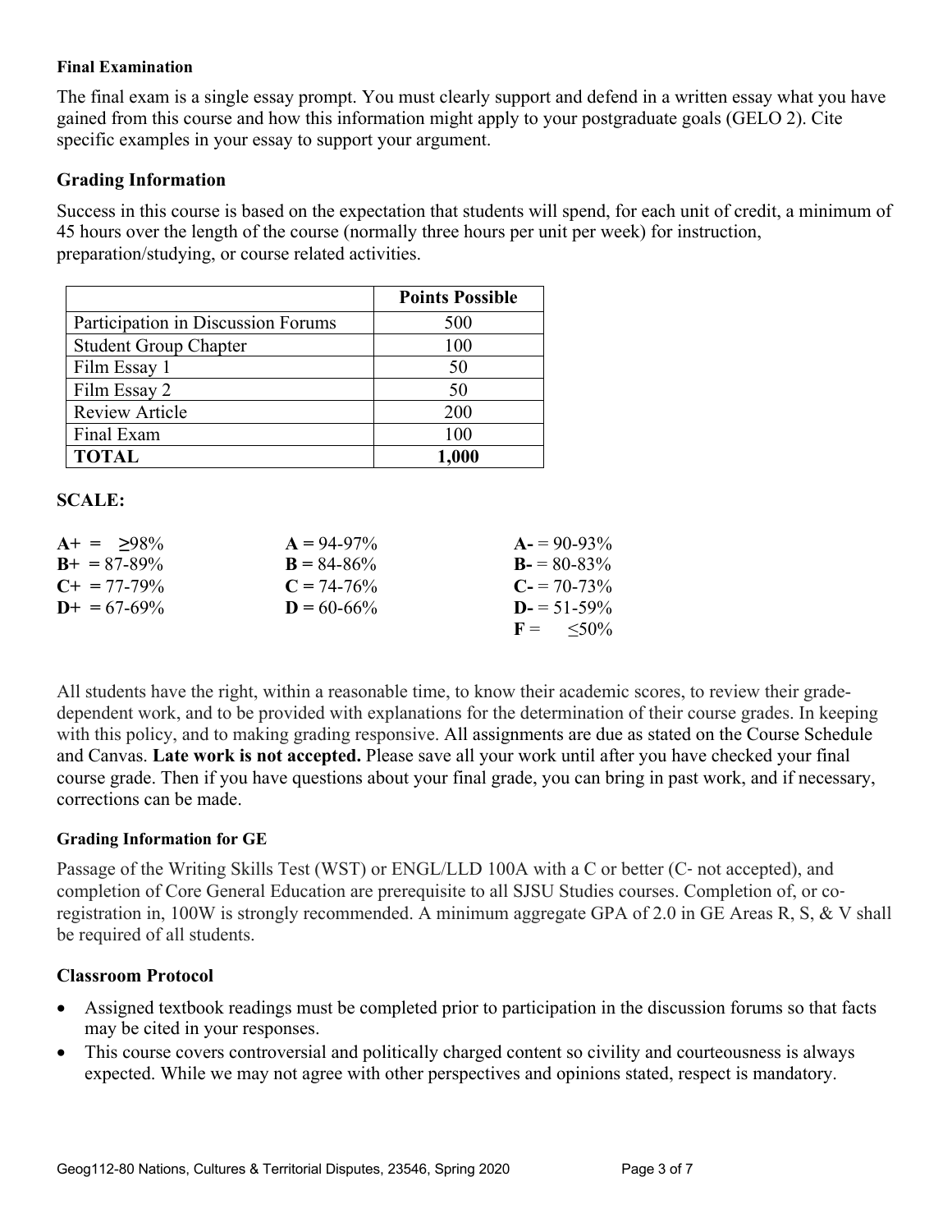#### Final Examination

The final exam is a single essay prompt. You must clearly support and defend in a written essay what you have gained from this course and how this information might apply to your postgraduate goals (GELO 2). Cite specific examples in your essay to support your argument.

### Grading Information

Success in this course is based on the expectation that students will spend, for each unit of credit, a minimum of 45 hours over the length of the course (normally three hours per unit per week) for instruction, preparation/studying, or course related activities.

| | **Points Possible** |
|---|---|
| Participation in Discussion Forums | 500 |
| Student Group Chapter | 100 |
| Film Essay 1 | 50 |
| Film Essay 2 | 50 |
| Review Article | 200 |
| Final Exam | 100 |
| **TOTAL** | **1,000** |

### SCALE:

| | | |
|---|---|---|
| **A+** = ≥98% | **A** = 94-97% | **A-** = 90-93% |
| **B+** = 87-89% | **B** = 84-86% | **B-** = 80-83% |
| **C+** = 77-79% | **C** = 74-76% | **C-** = 70-73% |
| **D+** = 67-69% | **D** = 60-66% | **D-** = 51-59% |
| | | **F** = ≤50% |

All students have the right, within a reasonable time, to know their academic scores, to review their grade-dependent work, and to be provided with explanations for the determination of their course grades. In keeping with this policy, and to making grading responsive. All assignments are due as stated on the Course Schedule and Canvas. **Late work is not accepted.** Please save all your work until after you have checked your final course grade. Then if you have questions about your final grade, you can bring in past work, and if necessary, corrections can be made.

#### Grading Information for GE

Passage of the Writing Skills Test (WST) or ENGL/LLD 100A with a C or better (C- not accepted), and completion of Core General Education are prerequisite to all SJSU Studies courses. Completion of, or co-registration in, 100W is strongly recommended. A minimum aggregate GPA of 2.0 in GE Areas R, S, & V shall be required of all students.

### Classroom Protocol

- Assigned textbook readings must be completed prior to participation in the discussion forums so that facts may be cited in your responses.
- This course covers controversial and politically charged content so civility and courteousness is always expected. While we may not agree with other perspectives and opinions stated, respect is mandatory.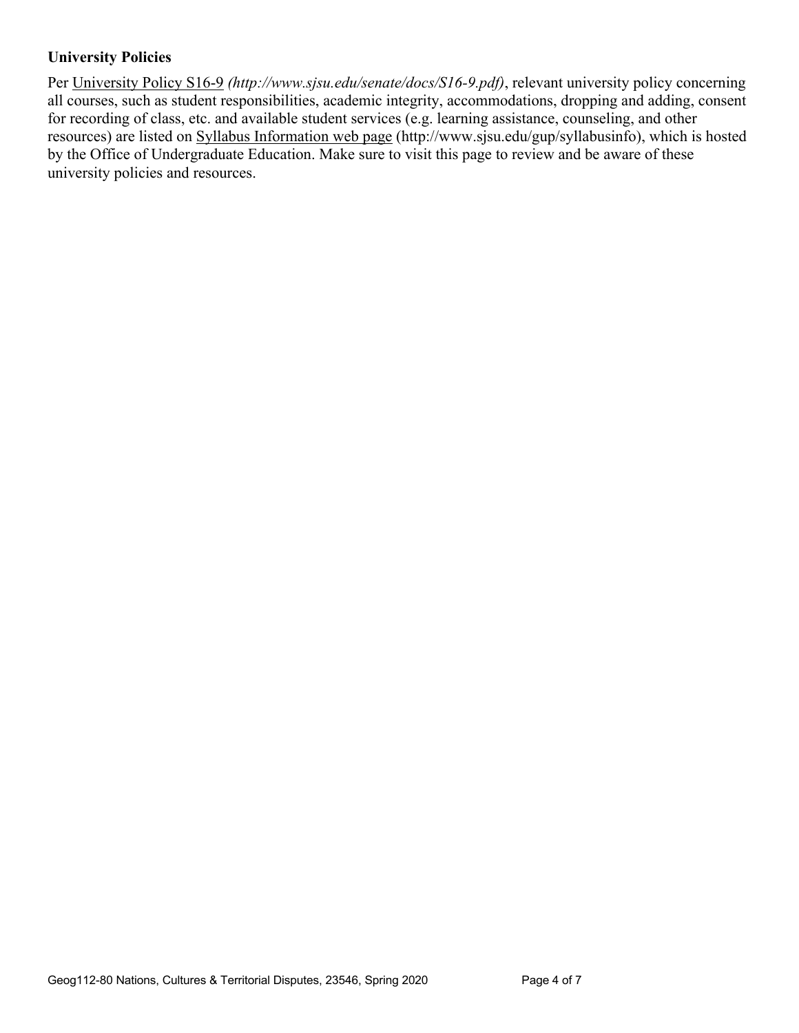### University Policies

Per University Policy S16-9 *(http://www.sjsu.edu/senate/docs/S16-9.pdf)*, relevant university policy concerning all courses, such as student responsibilities, academic integrity, accommodations, dropping and adding, consent for recording of class, etc. and available student services (e.g. learning assistance, counseling, and other resources) are listed on Syllabus Information web page (http://www.sjsu.edu/gup/syllabusinfo), which is hosted by the Office of Undergraduate Education. Make sure to visit this page to review and be aware of these university policies and resources.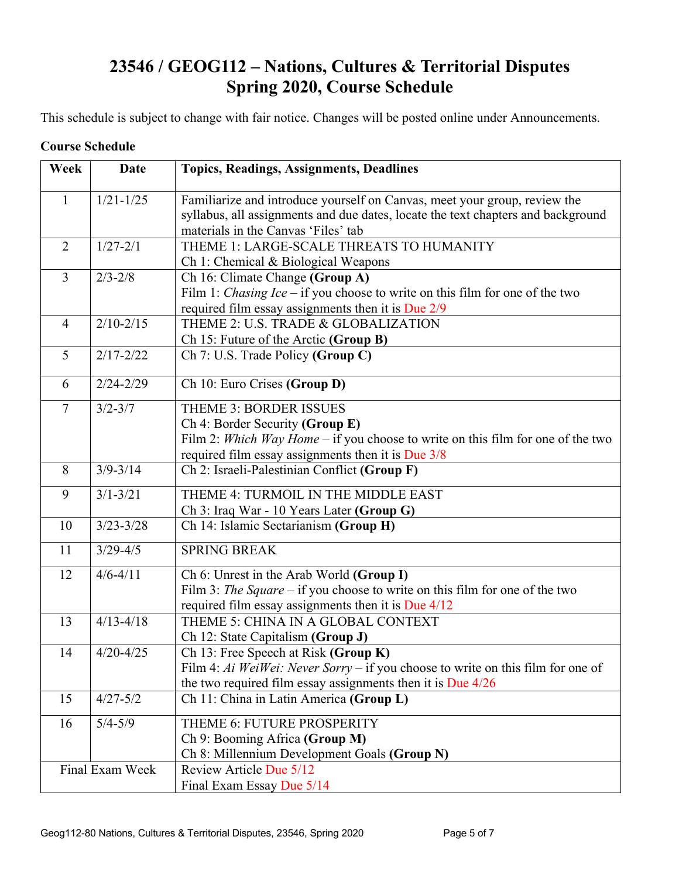# 23546 / GEOG112 – Nations, Cultures & Territorial Disputes
# Spring 2020, Course Schedule

This schedule is subject to change with fair notice. Changes will be posted online under Announcements.

**Course Schedule**

| **Week** | **Date** | **Topics, Readings, Assignments, Deadlines** |
|---|---|---|
| 1 | 1/21-1/25 | Familiarize and introduce yourself on Canvas, meet your group, review the syllabus, all assignments and due dates, locate the text chapters and background materials in the Canvas 'Files' tab |
| 2 | 1/27-2/1 | THEME 1: LARGE-SCALE THREATS TO HUMANITY<br>Ch 1: Chemical & Biological Weapons |
| 3 | 2/3-2/8 | Ch 16: Climate Change **(Group A)**<br>Film 1: *Chasing Ice* – if you choose to write on this film for one of the two required film essay assignments then it is Due 2/9 |
| 4 | 2/10-2/15 | THEME 2: U.S. TRADE & GLOBALIZATION<br>Ch 15: Future of the Arctic **(Group B)** |
| 5 | 2/17-2/22 | Ch 7: U.S. Trade Policy **(Group C)** |
| 6 | 2/24-2/29 | Ch 10: Euro Crises **(Group D)** |
| 7 | 3/2-3/7 | THEME 3: BORDER ISSUES<br>Ch 4: Border Security **(Group E)**<br>Film 2: *Which Way Home* – if you choose to write on this film for one of the two required film essay assignments then it is Due 3/8 |
| 8 | 3/9-3/14 | Ch 2: Israeli-Palestinian Conflict **(Group F)** |
| 9 | 3/1-3/21 | THEME 4: TURMOIL IN THE MIDDLE EAST<br>Ch 3: Iraq War - 10 Years Later **(Group G)** |
| 10 | 3/23-3/28 | Ch 14: Islamic Sectarianism **(Group H)** |
| 11 | 3/29-4/5 | SPRING BREAK |
| 12 | 4/6-4/11 | Ch 6: Unrest in the Arab World **(Group I)**<br>Film 3: *The Square* – if you choose to write on this film for one of the two required film essay assignments then it is Due 4/12 |
| 13 | 4/13-4/18 | THEME 5: CHINA IN A GLOBAL CONTEXT<br>Ch 12: State Capitalism **(Group J)** |
| 14 | 4/20-4/25 | Ch 13: Free Speech at Risk **(Group K)**<br>Film 4: *Ai WeiWei: Never Sorry* – if you choose to write on this film for one of the two required film essay assignments then it is Due 4/26 |
| 15 | 4/27-5/2 | Ch 11: China in Latin America **(Group L)** |
| 16 | 5/4-5/9 | THEME 6: FUTURE PROSPERITY<br>Ch 9: Booming Africa **(Group M)**<br>Ch 8: Millennium Development Goals **(Group N)** |
| Final Exam Week | | Review Article Due 5/12<br>Final Exam Essay Due 5/14 |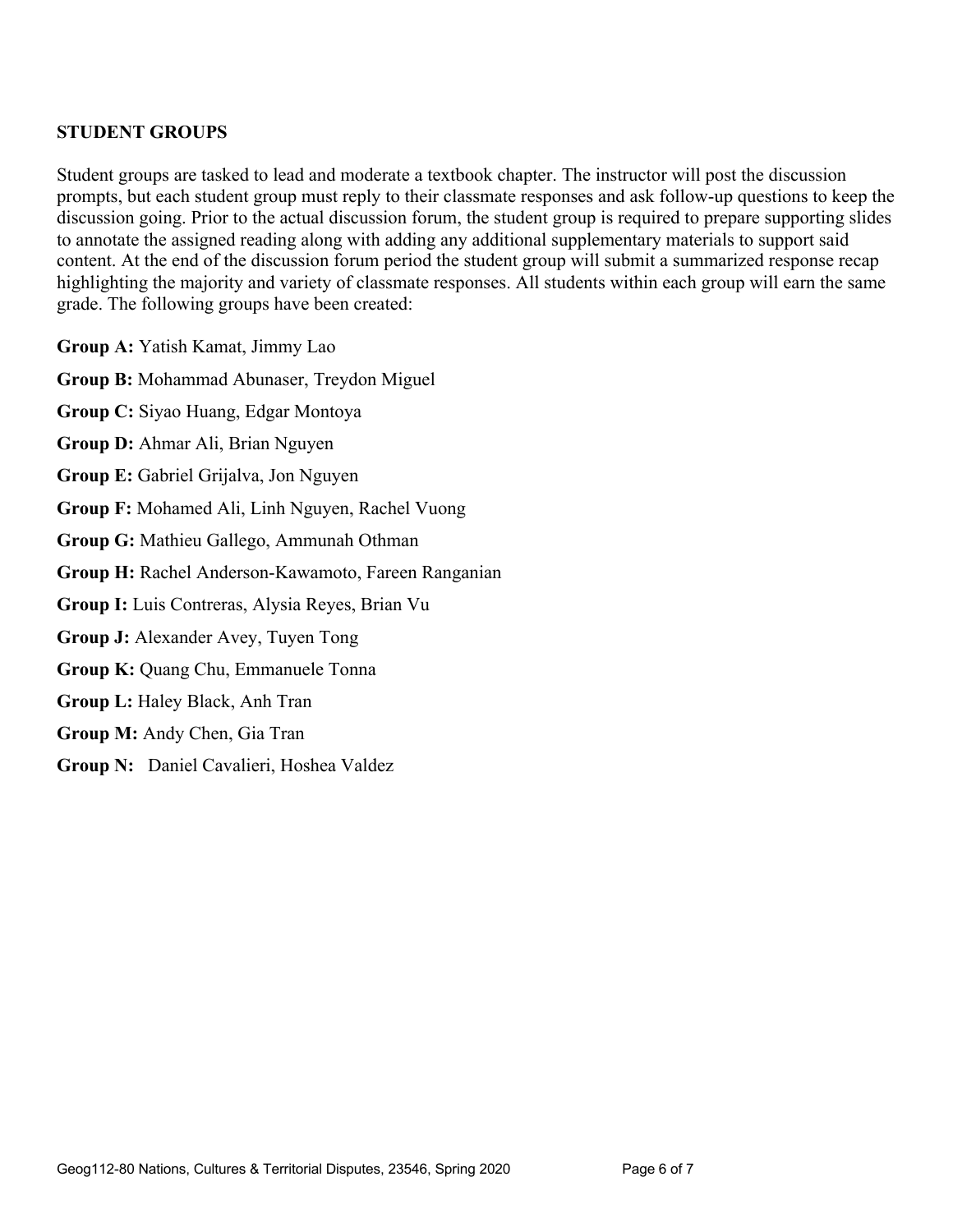**STUDENT GROUPS**

Student groups are tasked to lead and moderate a textbook chapter. The instructor will post the discussion prompts, but each student group must reply to their classmate responses and ask follow-up questions to keep the discussion going. Prior to the actual discussion forum, the student group is required to prepare supporting slides to annotate the assigned reading along with adding any additional supplementary materials to support said content. At the end of the discussion forum period the student group will submit a summarized response recap highlighting the majority and variety of classmate responses. All students within each group will earn the same grade. The following groups have been created:

**Group A:** Yatish Kamat, Jimmy Lao

**Group B:** Mohammad Abunaser, Treydon Miguel

**Group C:** Siyao Huang, Edgar Montoya

**Group D:** Ahmar Ali, Brian Nguyen

**Group E:** Gabriel Grijalva, Jon Nguyen

**Group F:** Mohamed Ali, Linh Nguyen, Rachel Vuong

**Group G:** Mathieu Gallego, Ammunah Othman

**Group H:** Rachel Anderson-Kawamoto, Fareen Ranganian

**Group I:** Luis Contreras, Alysia Reyes, Brian Vu

**Group J:** Alexander Avey, Tuyen Tong

**Group K:** Quang Chu, Emmanuele Tonna

**Group L:** Haley Black, Anh Tran

**Group M:** Andy Chen, Gia Tran

**Group N:** Daniel Cavalieri, Hoshea Valdez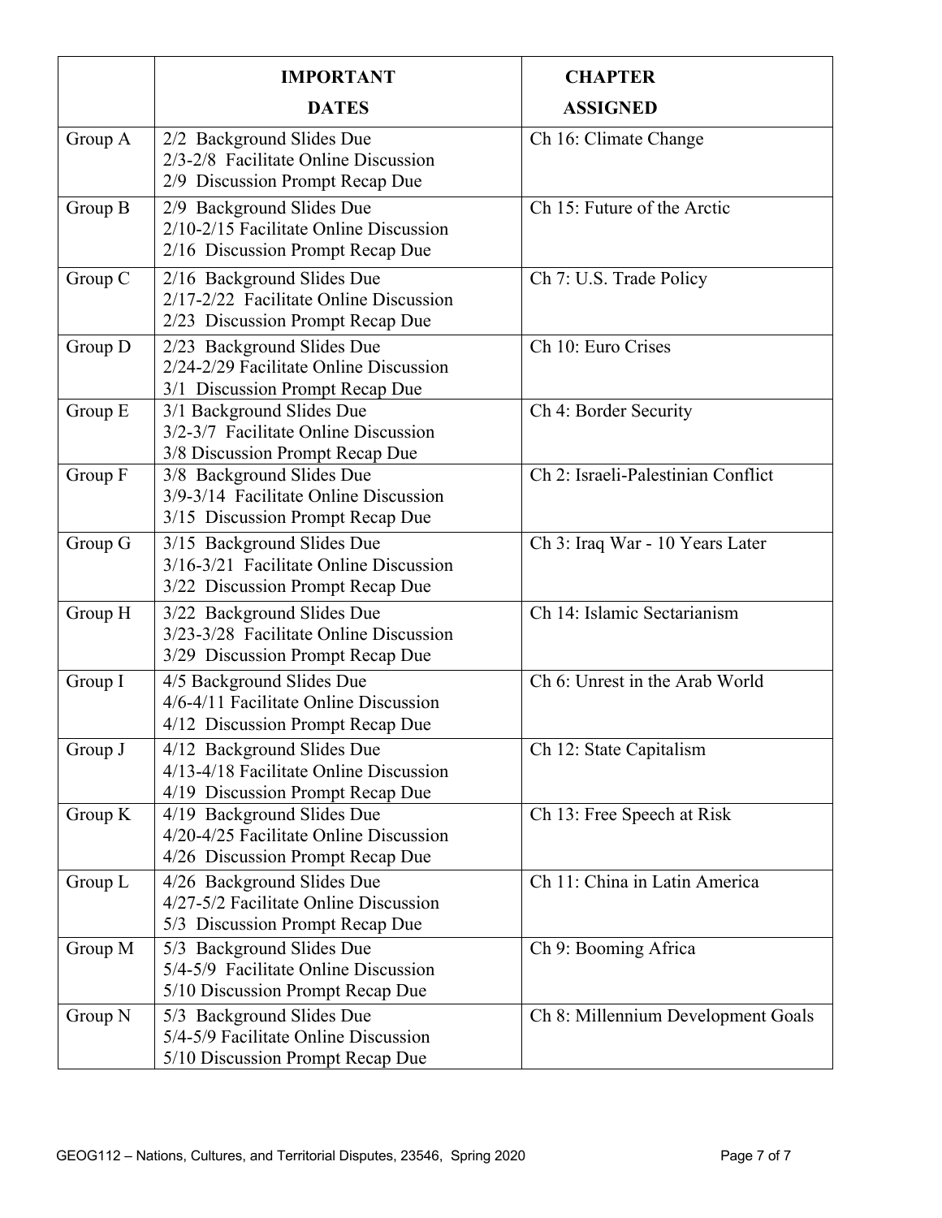| | **IMPORTANT DATES** | **CHAPTER ASSIGNED** |
|---|---|---|
| Group A | 2/2 Background Slides Due<br>2/3-2/8 Facilitate Online Discussion<br>2/9 Discussion Prompt Recap Due | Ch 16: Climate Change |
| Group B | 2/9 Background Slides Due<br>2/10-2/15 Facilitate Online Discussion<br>2/16 Discussion Prompt Recap Due | Ch 15: Future of the Arctic |
| Group C | 2/16 Background Slides Due<br>2/17-2/22 Facilitate Online Discussion<br>2/23 Discussion Prompt Recap Due | Ch 7: U.S. Trade Policy |
| Group D | 2/23 Background Slides Due<br>2/24-2/29 Facilitate Online Discussion<br>3/1 Discussion Prompt Recap Due | Ch 10: Euro Crises |
| Group E | 3/1 Background Slides Due<br>3/2-3/7 Facilitate Online Discussion<br>3/8 Discussion Prompt Recap Due | Ch 4: Border Security |
| Group F | 3/8 Background Slides Due<br>3/9-3/14 Facilitate Online Discussion<br>3/15 Discussion Prompt Recap Due | Ch 2: Israeli-Palestinian Conflict |
| Group G | 3/15 Background Slides Due<br>3/16-3/21 Facilitate Online Discussion<br>3/22 Discussion Prompt Recap Due | Ch 3: Iraq War - 10 Years Later |
| Group H | 3/22 Background Slides Due<br>3/23-3/28 Facilitate Online Discussion<br>3/29 Discussion Prompt Recap Due | Ch 14: Islamic Sectarianism |
| Group I | 4/5 Background Slides Due<br>4/6-4/11 Facilitate Online Discussion<br>4/12 Discussion Prompt Recap Due | Ch 6: Unrest in the Arab World |
| Group J | 4/12 Background Slides Due<br>4/13-4/18 Facilitate Online Discussion<br>4/19 Discussion Prompt Recap Due | Ch 12: State Capitalism |
| Group K | 4/19 Background Slides Due<br>4/20-4/25 Facilitate Online Discussion<br>4/26 Discussion Prompt Recap Due | Ch 13: Free Speech at Risk |
| Group L | 4/26 Background Slides Due<br>4/27-5/2 Facilitate Online Discussion<br>5/3 Discussion Prompt Recap Due | Ch 11: China in Latin America |
| Group M | 5/3 Background Slides Due<br>5/4-5/9 Facilitate Online Discussion<br>5/10 Discussion Prompt Recap Due | Ch 9: Booming Africa |
| Group N | 5/3 Background Slides Due<br>5/4-5/9 Facilitate Online Discussion<br>5/10 Discussion Prompt Recap Due | Ch 8: Millennium Development Goals |